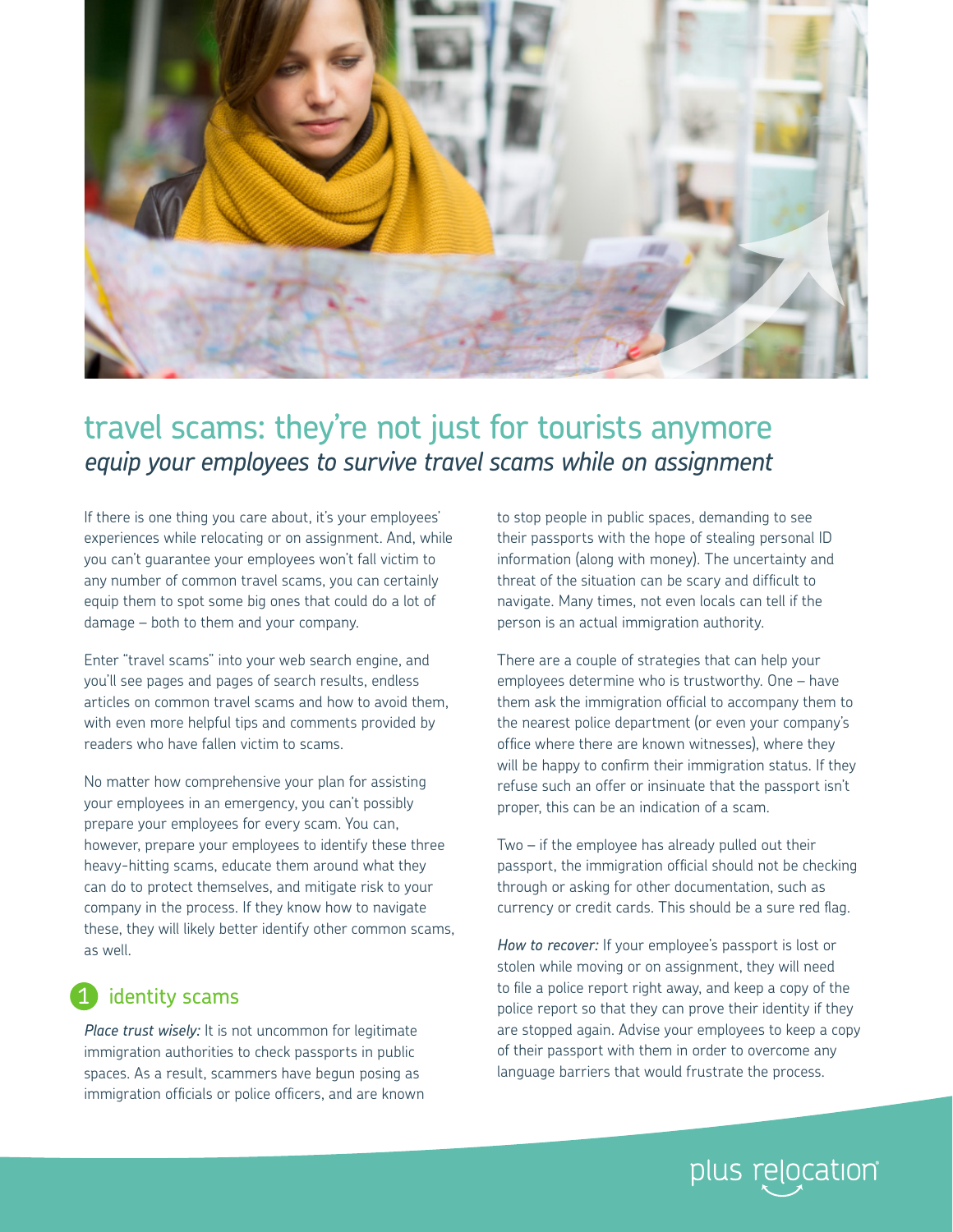# travel scams: they're not just for tourists anymore

## *equip your employees to survive travel scams while on assignment*

If there is one thing you care about, it's your employees' experiences while relocating or on assignment. And, while you can't guarantee your employees won't fall victim to any number of common travel scams, you can certainly equip them to spot some big ones that could do a lot of damage – both to them and your company.

Enter "travel scams" into your web search engine, and you'll see pages and pages of search results, endless articles on common travel scams and how to avoid them, with even more helpful tips and comments provided by readers who have fallen victim to scams.

No matter how comprehensive your plan for assisting your employees in an emergency, you can't possibly prepare your employees for every scam. You can, however, prepare your employees to identify these three heavy-hitting scams, educate them around what they can do to protect themselves, and mitigate risk to your company in the process. If they know how to navigate these, they will likely better identify other common scams, as well.

### 1 identity scams

*Place trust wisely:* It is not uncommon for legitimate immigration authorities to check passports in public spaces. As a result, scammers have begun posing as immigration officials or police officers, and are known to stop people in public spaces, demanding to see their passports with the hope of stealing personal ID information (along with money). The uncertainty and threat of the situation can be scary and difficult to navigate. Many times, not even locals can tell if the person is an actual immigration authority.

There are a couple of strategies that can help your employees determine who is trustworthy. One – have them ask the immigration official to accompany them to the nearest police department (or even your company's office where there are known witnesses), where they will be happy to confirm their immigration status. If they refuse such an offer or insinuate that the passport isn't proper, this can be an indication of a scam.

Two – if the employee has already pulled out their passport, the immigration official should not be checking through or asking for other documentation, such as currency or credit cards. This should be a sure red flag.

*How to recover:* If your employee's passport is lost or stolen while moving or on assignment, they will need to file a police report right away, and keep a copy of the police report so that they can prove their identity if they are stopped again. Advise your employees to keep a copy of their passport with them in order to overcome any language barriers that would frustrate the process.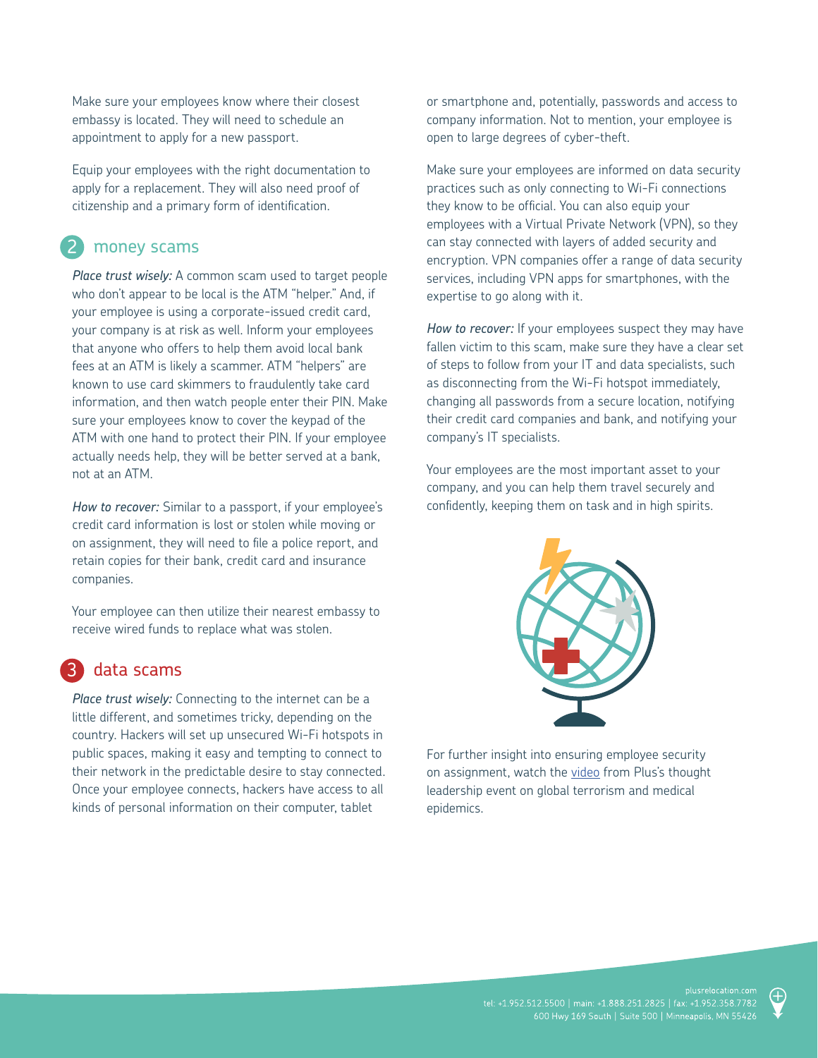Make sure your employees know where their closest embassy is located. They will need to schedule an appointment to apply for a new passport.

Equip your employees with the right documentation to apply for a replacement. They will also need proof of citizenship and a primary form of identification.

## 2 money scams

*Place trust wisely:* A common scam used to target people who don't appear to be local is the ATM "helper." And, if your employee is using a corporate-issued credit card, your company is at risk as well. Inform your employees that anyone who offers to help them avoid local bank fees at an ATM is likely a scammer. ATM "helpers" are known to use card skimmers to fraudulently take card information, and then watch people enter their PIN. Make sure your employees know to cover the keypad of the ATM with one hand to protect their PIN. If your employee actually needs help, they will be better served at a bank, not at an ATM.

*How to recover:* Similar to a passport, if your employee's credit card information is lost or stolen while moving or on assignment, they will need to file a police report, and retain copies for their bank, credit card and insurance companies.

Your employee can then utilize their nearest embassy to receive wired funds to replace what was stolen.

## 3 data scams

*Place trust wisely:* Connecting to the internet can be a little different, and sometimes tricky, depending on the country. Hackers will set up unsecured Wi-Fi hotspots in public spaces, making it easy and tempting to connect to their network in the predictable desire to stay connected. Once your employee connects, hackers have access to all kinds of personal information on their computer, tablet or smartphone and, potentially, passwords and access to company information. Not to mention, your employee is open to large degrees of cyber-theft.

Make sure your employees are informed on data security practices such as only connecting to Wi-Fi connections they know to be official. You can also equip your employees with a Virtual Private Network (VPN), so they can stay connected with layers of added security and encryption. VPN companies offer a range of data security services, including VPN apps for smartphones, with the expertise to go along with it.

*How to recover:* If your employees suspect they may have fallen victim to this scam, make sure they have a clear set of steps to follow from your IT and data specialists, such as disconnecting from the Wi-Fi hotspot immediately, changing all passwords from a secure location, notifying their credit card companies and bank, and notifying your company's IT specialists.

Your employees are the most important asset to your company, and you can help them travel securely and confidently, keeping them on task and in high spirits.

For further insight into ensuring employee security on assignment, watch the video from Plus's thought leadership event on global terrorism and medical epidemics.

plusrelocation.com
tel: +1.952.512.5500 | main: +1.888.251.2825 | fax: +1.952.358.7782
600 Hwy 169 South | Suite 500 | Minneapolis, MN 55426